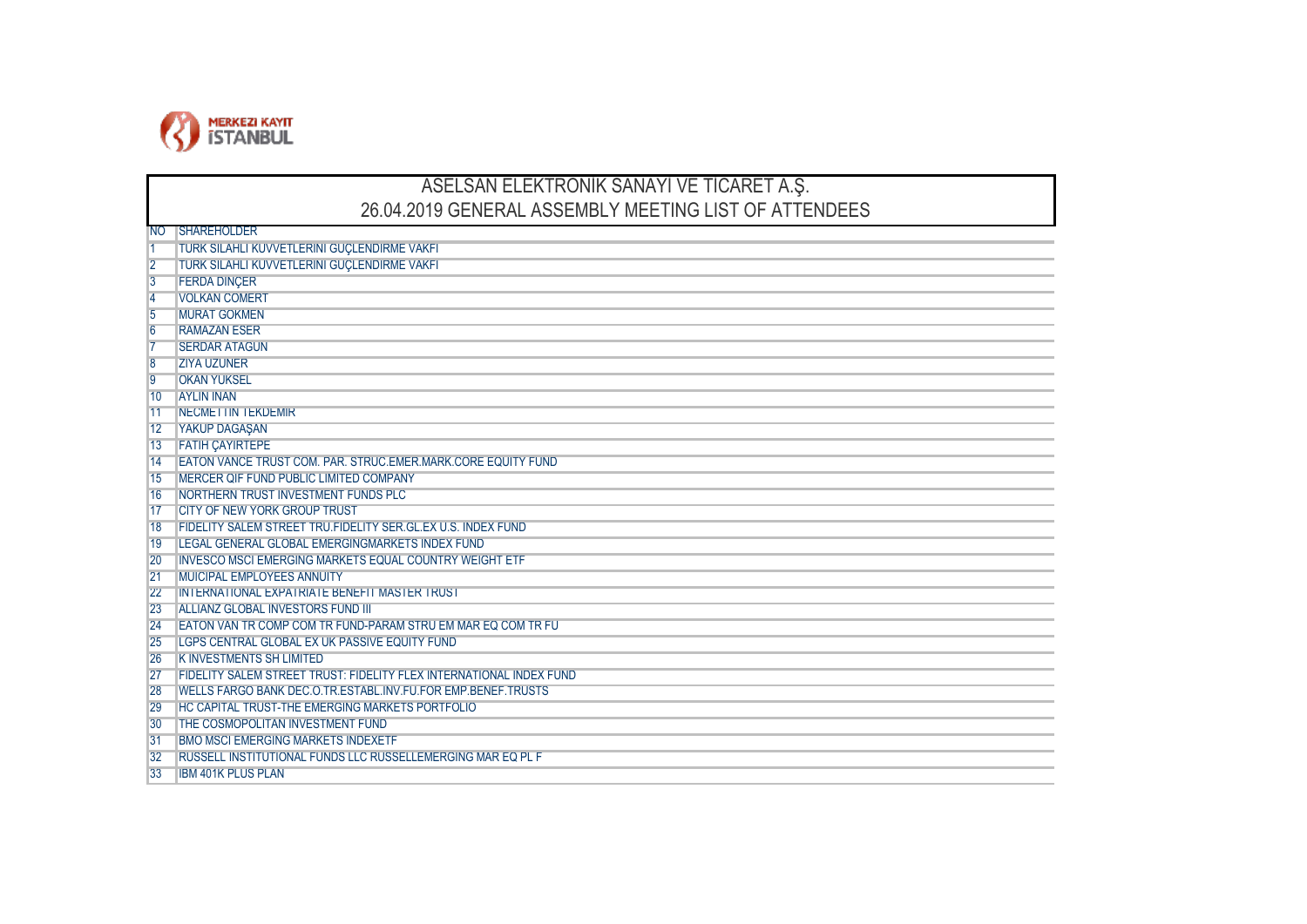MERKEZI KAYIT İSTANBUL

# ASELSAN ELEKTRONİK SANAYİ VE TİCARET A.Ş.

## 26.04.2019 GENERAL ASSEMBLY MEETING LIST OF ATTENDEES

| NO | SHAREHOLDER |
|---|---|
| 1 | TURK SILAHLI KUVVETLERINI GUÇLENDIRME VAKFI |
| 2 | TURK SILAHLI KUVVETLERINI GUÇLENDIRME VAKFI |
| 3 | FERDA DINÇER |
| 4 | VOLKAN COMERT |
| 5 | MURAT GOKMEN |
| 6 | RAMAZAN ESER |
| 7 | SERDAR ATAGUN |
| 8 | ZIYA UZUNER |
| 9 | OKAN YUKSEL |
| 10 | AYLIN INAN |
| 11 | NECMETTIN TEKDEMIR |
| 12 | YAKUP DAGAŞAN |
| 13 | FATIH ÇAYIRTEPE |
| 14 | EATON VANCE TRUST COM. PAR. STRUC.EMER.MARK.CORE EQUITY FUND |
| 15 | MERCER QIF FUND PUBLIC LIMITED COMPANY |
| 16 | NORTHERN TRUST INVESTMENT FUNDS PLC |
| 17 | CITY OF NEW YORK GROUP TRUST |
| 18 | FIDELITY SALEM STREET TRU.FIDELITY SER.GL.EX U.S. INDEX FUND |
| 19 | LEGAL GENERAL GLOBAL EMERGINGMARKETS INDEX FUND |
| 20 | INVESCO MSCI EMERGING MARKETS EQUAL COUNTRY WEIGHT ETF |
| 21 | MUICIPAL EMPLOYEES ANNUITY |
| 22 | INTERNATIONAL EXPATRIATE BENEFIT MASTER TRUST |
| 23 | ALLIANZ GLOBAL INVESTORS FUND III |
| 24 | EATON VAN TR COMP COM TR FUND-PARAM STRU EM MAR EQ COM TR FU |
| 25 | LGPS CENTRAL GLOBAL EX UK PASSIVE EQUITY FUND |
| 26 | K INVESTMENTS SH LIMITED |
| 27 | FIDELITY SALEM STREET TRUST: FIDELITY FLEX INTERNATIONAL INDEX FUND |
| 28 | WELLS FARGO BANK DEC.O.TR.ESTABL.INV.FU.FOR EMP.BENEF.TRUSTS |
| 29 | HC CAPITAL TRUST-THE EMERGING MARKETS PORTFOLIO |
| 30 | THE COSMOPOLITAN INVESTMENT FUND |
| 31 | BMO MSCI EMERGING MARKETS INDEXETF |
| 32 | RUSSELL INSTITUTIONAL FUNDS LLC RUSSELLEMERGING MAR EQ PL F |
| 33 | IBM 401K PLUS PLAN |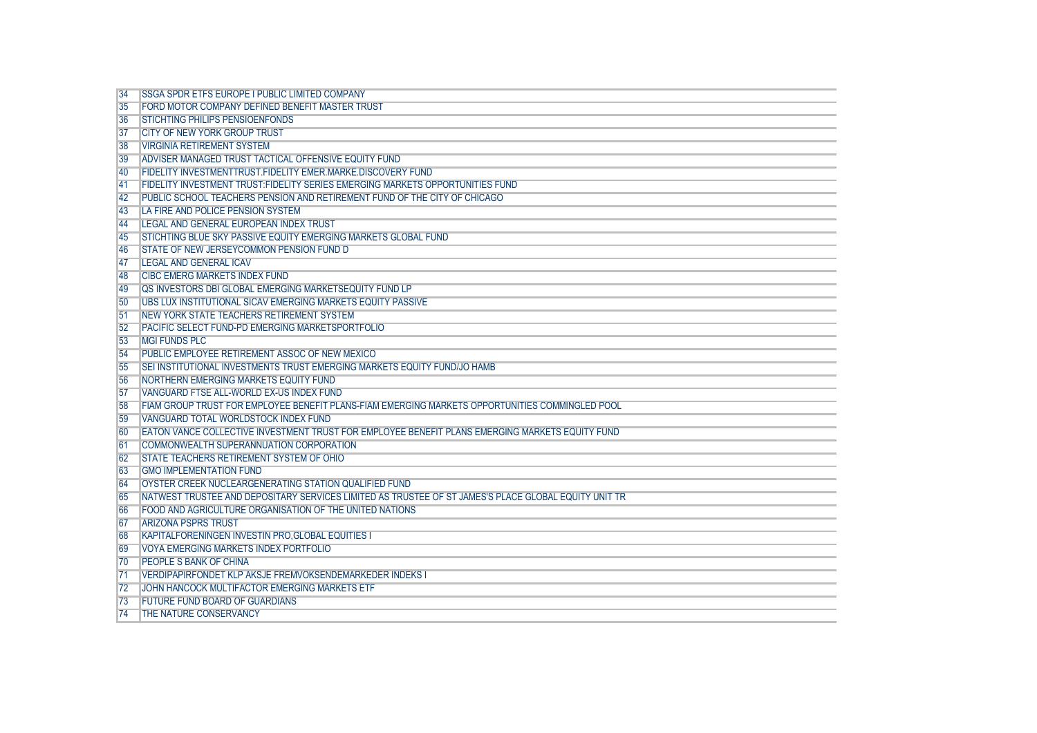| | |
|---|---|
| 34 | SSGA SPDR ETFS EUROPE I PUBLIC LIMITED COMPANY |
| 35 | FORD MOTOR COMPANY DEFINED BENEFIT MASTER TRUST |
| 36 | STICHTING PHILIPS PENSIOENFONDS |
| 37 | CITY OF NEW YORK GROUP TRUST |
| 38 | VIRGINIA RETIREMENT SYSTEM |
| 39 | ADVISER MANAGED TRUST TACTICAL OFFENSIVE EQUITY FUND |
| 40 | FIDELITY INVESTMENTTRUST:FIDELITY EMER.MARKE.DISCOVERY FUND |
| 41 | FIDELITY INVESTMENT TRUST:FIDELITY SERIES EMERGING MARKETS OPPORTUNITIES FUND |
| 42 | PUBLIC SCHOOL TEACHERS PENSION AND RETIREMENT FUND OF THE CITY OF CHICAGO |
| 43 | LA FIRE AND POLICE PENSION SYSTEM |
| 44 | LEGAL AND GENERAL EUROPEAN INDEX TRUST |
| 45 | STICHTING BLUE SKY PASSIVE EQUITY EMERGING MARKETS GLOBAL FUND |
| 46 | STATE OF NEW JERSEYCOMMON PENSION FUND D |
| 47 | LEGAL AND GENERAL ICAV |
| 48 | CIBC EMERG MARKETS INDEX FUND |
| 49 | QS INVESTORS DBI GLOBAL EMERGING MARKETSEQUITY FUND LP |
| 50 | UBS LUX INSTITUTIONAL SICAV EMERGING MARKETS EQUITY PASSIVE |
| 51 | NEW YORK STATE TEACHERS RETIREMENT SYSTEM |
| 52 | PACIFIC SELECT FUND-PD EMERGING MARKETSPORTFOLIO |
| 53 | MGI FUNDS PLC |
| 54 | PUBLIC EMPLOYEE RETIREMENT ASSOC OF NEW MEXICO |
| 55 | SEI INSTITUTIONAL INVESTMENTS TRUST EMERGING MARKETS EQUITY FUND/JO HAMB |
| 56 | NORTHERN EMERGING MARKETS EQUITY FUND |
| 57 | VANGUARD FTSE ALL-WORLD EX-US INDEX FUND |
| 58 | FIAM GROUP TRUST FOR EMPLOYEE BENEFIT PLANS-FIAM EMERGING MARKETS OPPORTUNITIES COMMINGLED POOL |
| 59 | VANGUARD TOTAL WORLDSTOCK INDEX FUND |
| 60 | EATON VANCE COLLECTIVE INVESTMENT TRUST FOR EMPLOYEE BENEFIT PLANS EMERGING MARKETS EQUITY FUND |
| 61 | COMMONWEALTH SUPERANNUATION CORPORATION |
| 62 | STATE TEACHERS RETIREMENT SYSTEM OF OHIO |
| 63 | GMO IMPLEMENTATION FUND |
| 64 | OYSTER CREEK NUCLEARGENERATING STATION QUALIFIED FUND |
| 65 | NATWEST TRUSTEE AND DEPOSITARY SERVICES LIMITED AS TRUSTEE OF ST JAMES'S PLACE GLOBAL EQUITY UNIT TR |
| 66 | FOOD AND AGRICULTURE ORGANISATION OF THE UNITED NATIONS |
| 67 | ARIZONA PSPRS TRUST |
| 68 | KAPITALFORENINGEN INVESTIN PRO,GLOBAL EQUITIES I |
| 69 | VOYA EMERGING MARKETS INDEX PORTFOLIO |
| 70 | PEOPLE S BANK OF CHINA |
| 71 | VERDIPAPIRFONDET KLP AKSJE FREMVOKSENDEMARKEDER INDEKS I |
| 72 | JOHN HANCOCK MULTIFACTOR EMERGING MARKETS ETF |
| 73 | FUTURE FUND BOARD OF GUARDIANS |
| 74 | THE NATURE CONSERVANCY |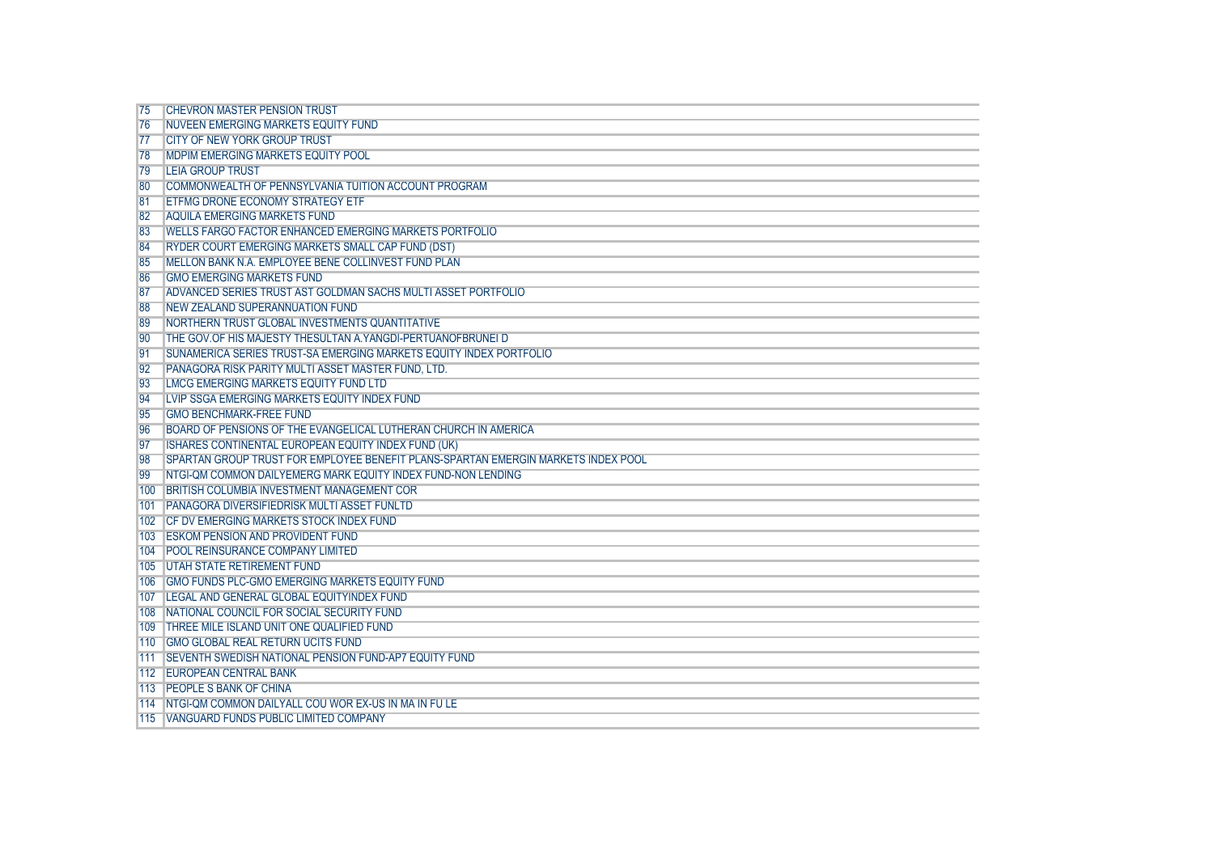| | |
|---|---|
| 75 | CHEVRON MASTER PENSION TRUST |
| 76 | NUVEEN EMERGING MARKETS EQUITY FUND |
| 77 | CITY OF NEW YORK GROUP TRUST |
| 78 | MDPIM EMERGING MARKETS EQUITY POOL |
| 79 | LEIA GROUP TRUST |
| 80 | COMMONWEALTH OF PENNSYLVANIA TUITION ACCOUNT PROGRAM |
| 81 | ETFMG DRONE ECONOMY STRATEGY ETF |
| 82 | AQUILA EMERGING MARKETS FUND |
| 83 | WELLS FARGO FACTOR ENHANCED EMERGING MARKETS PORTFOLIO |
| 84 | RYDER COURT EMERGING MARKETS SMALL CAP FUND (DST) |
| 85 | MELLON BANK N.A. EMPLOYEE BENE COLLINVEST FUND PLAN |
| 86 | GMO EMERGING MARKETS FUND |
| 87 | ADVANCED SERIES TRUST AST GOLDMAN SACHS MULTI ASSET PORTFOLIO |
| 88 | NEW ZEALAND SUPERANNUATION FUND |
| 89 | NORTHERN TRUST GLOBAL INVESTMENTS QUANTITATIVE |
| 90 | THE GOV.OF HIS MAJESTY THESULTAN A.YANGDI-PERTUANOFBRUNEI D |
| 91 | SUNAMERICA SERIES TRUST-SA EMERGING MARKETS EQUITY INDEX PORTFOLIO |
| 92 | PANAGORA RISK PARITY MULTI ASSET MASTER FUND, LTD. |
| 93 | LMCG EMERGING MARKETS EQUITY FUND LTD |
| 94 | LVIP SSGA EMERGING MARKETS EQUITY INDEX FUND |
| 95 | GMO BENCHMARK-FREE FUND |
| 96 | BOARD OF PENSIONS OF THE EVANGELICAL LUTHERAN CHURCH IN AMERICA |
| 97 | ISHARES CONTINENTAL EUROPEAN EQUITY INDEX FUND (UK) |
| 98 | SPARTAN GROUP TRUST FOR EMPLOYEE BENEFIT PLANS-SPARTAN EMERGIN MARKETS INDEX POOL |
| 99 | NTGI-QM COMMON DAILYEMERG MARK EQUITY INDEX FUND-NON LENDING |
| 100 | BRITISH COLUMBIA INVESTMENT MANAGEMENT COR |
| 101 | PANAGORA DIVERSIFIEDRISK MULTI ASSET FUNLTD |
| 102 | CF DV EMERGING MARKETS STOCK INDEX FUND |
| 103 | ESKOM PENSION AND PROVIDENT FUND |
| 104 | POOL REINSURANCE COMPANY LIMITED |
| 105 | UTAH STATE RETIREMENT FUND |
| 106 | GMO FUNDS PLC-GMO EMERGING MARKETS EQUITY FUND |
| 107 | LEGAL AND GENERAL GLOBAL EQUITYINDEX FUND |
| 108 | NATIONAL COUNCIL FOR SOCIAL SECURITY FUND |
| 109 | THREE MILE ISLAND UNIT ONE QUALIFIED FUND |
| 110 | GMO GLOBAL REAL RETURN UCITS FUND |
| 111 | SEVENTH SWEDISH NATIONAL PENSION FUND-AP7 EQUITY FUND |
| 112 | EUROPEAN CENTRAL BANK |
| 113 | PEOPLE S BANK OF CHINA |
| 114 | NTGI-QM COMMON DAILYALL COU WOR EX-US IN MA IN FU LE |
| 115 | VANGUARD FUNDS PUBLIC LIMITED COMPANY |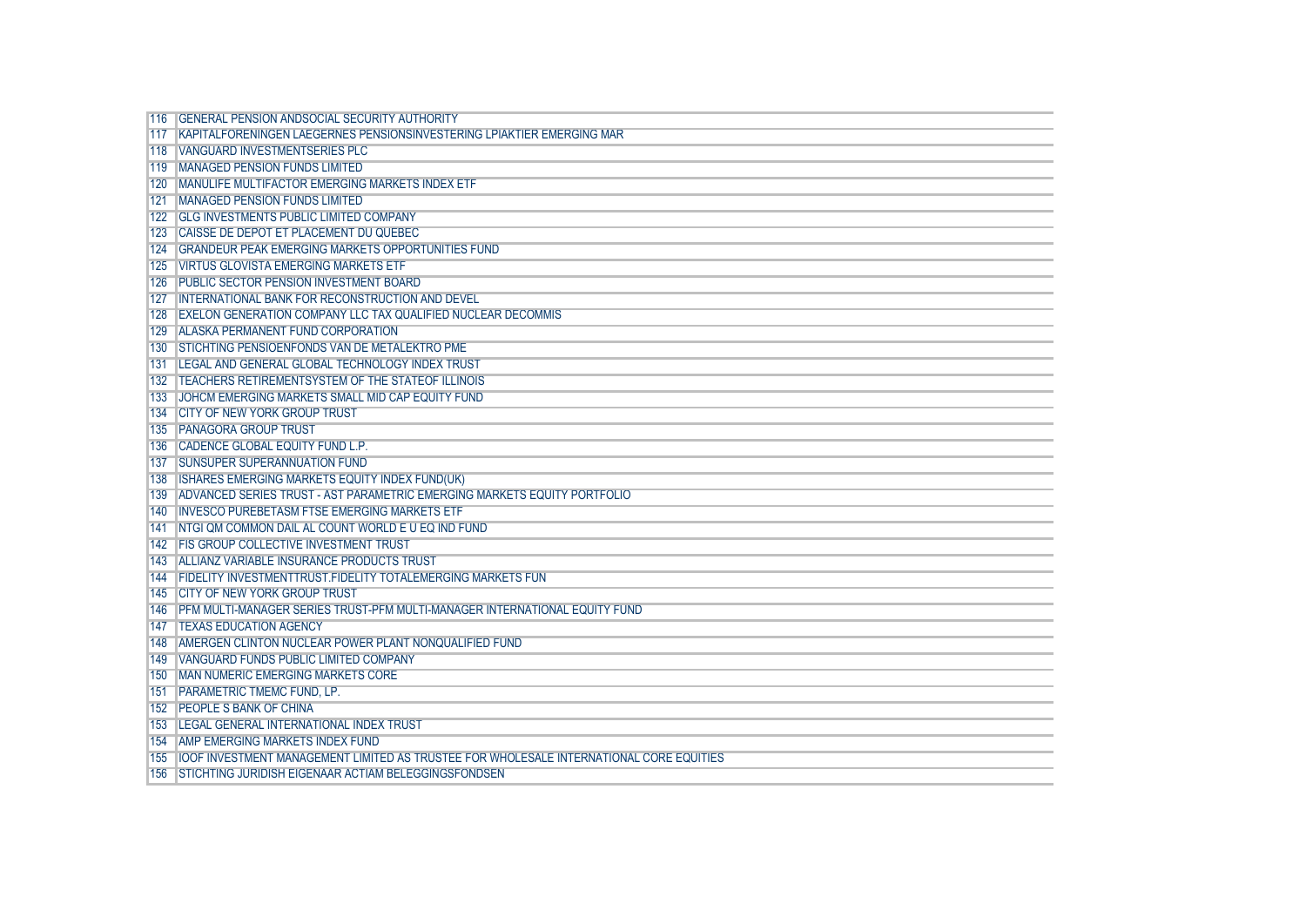| | |
|---|---|
| 116 | GENERAL PENSION ANDSOCIAL SECURITY AUTHORITY |
| 117 | KAPITALFORENINGEN LAEGERNES PENSIONSINVESTERING LPIAKTIER EMERGING MAR |
| 118 | VANGUARD INVESTMENTSERIES PLC |
| 119 | MANAGED PENSION FUNDS LIMITED |
| 120 | MANULIFE MULTIFACTOR EMERGING MARKETS INDEX ETF |
| 121 | MANAGED PENSION FUNDS LIMITED |
| 122 | GLG INVESTMENTS PUBLIC LIMITED COMPANY |
| 123 | CAISSE DE DEPOT ET PLACEMENT DU QUEBEC |
| 124 | GRANDEUR PEAK EMERGING MARKETS OPPORTUNITIES FUND |
| 125 | VIRTUS GLOVISTA EMERGING MARKETS ETF |
| 126 | PUBLIC SECTOR PENSION INVESTMENT BOARD |
| 127 | INTERNATIONAL BANK FOR RECONSTRUCTION AND DEVEL |
| 128 | EXELON GENERATION COMPANY LLC TAX QUALIFIED NUCLEAR DECOMMIS |
| 129 | ALASKA PERMANENT FUND CORPORATION |
| 130 | STICHTING PENSIOENFONDS VAN DE METALEKTRO PME |
| 131 | LEGAL AND GENERAL GLOBAL TECHNOLOGY INDEX TRUST |
| 132 | TEACHERS RETIREMENTSYSTEM OF THE STATEOF ILLINOIS |
| 133 | JOHCM EMERGING MARKETS SMALL MID CAP EQUITY FUND |
| 134 | CITY OF NEW YORK GROUP TRUST |
| 135 | PANAGORA GROUP TRUST |
| 136 | CADENCE GLOBAL EQUITY FUND L.P. |
| 137 | SUNSUPER SUPERANNUATION FUND |
| 138 | ISHARES EMERGING MARKETS EQUITY INDEX FUND(UK) |
| 139 | ADVANCED SERIES TRUST - AST PARAMETRIC EMERGING MARKETS EQUITY PORTFOLIO |
| 140 | INVESCO PUREBETASM FTSE EMERGING MARKETS ETF |
| 141 | NTGI QM COMMON DAIL AL COUNT WORLD E U EQ IND FUND |
| 142 | FIS GROUP COLLECTIVE INVESTMENT TRUST |
| 143 | ALLIANZ VARIABLE INSURANCE PRODUCTS TRUST |
| 144 | FIDELITY INVESTMENTTRUST.FIDELITY TOTALEMERGING MARKETS FUN |
| 145 | CITY OF NEW YORK GROUP TRUST |
| 146 | PFM MULTI-MANAGER SERIES TRUST-PFM MULTI-MANAGER INTERNATIONAL EQUITY FUND |
| 147 | TEXAS EDUCATION AGENCY |
| 148 | AMERGEN CLINTON NUCLEAR POWER PLANT NONQUALIFIED FUND |
| 149 | VANGUARD FUNDS PUBLIC LIMITED COMPANY |
| 150 | MAN NUMERIC EMERGING MARKETS CORE |
| 151 | PARAMETRIC TMEMC FUND, LP. |
| 152 | PEOPLE S BANK OF CHINA |
| 153 | LEGAL GENERAL INTERNATIONAL INDEX TRUST |
| 154 | AMP EMERGING MARKETS INDEX FUND |
| 155 | IOOF INVESTMENT MANAGEMENT LIMITED AS TRUSTEE FOR WHOLESALE INTERNATIONAL CORE EQUITIES |
| 156 | STICHTING JURIDISH EIGENAAR ACTIAM BELEGGINGSFONDSEN |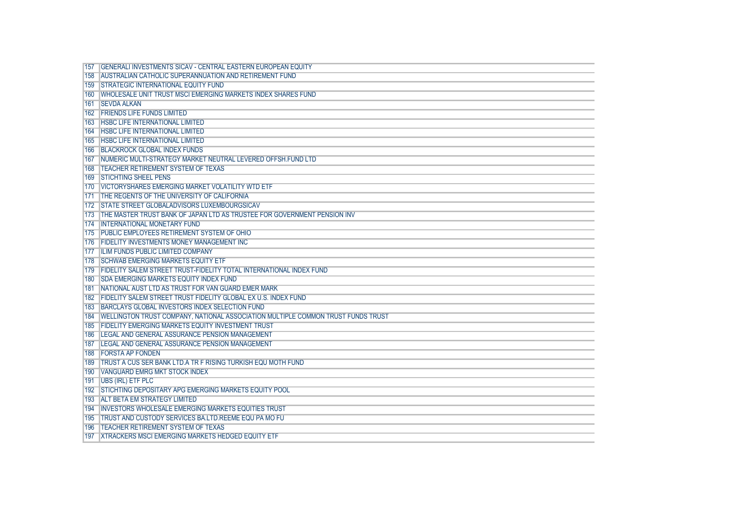| | |
|---|---|
| 157 | GENERALI INVESTMENTS SICAV - CENTRAL EASTERN EUROPEAN EQUITY |
| 158 | AUSTRALIAN CATHOLIC SUPERANNUATION AND RETIREMENT FUND |
| 159 | STRATEGIC INTERNATIONAL EQUITY FUND |
| 160 | WHOLESALE UNIT TRUST MSCI EMERGING MARKETS INDEX SHARES FUND |
| 161 | SEVDA ALKAN |
| 162 | FRIENDS LIFE FUNDS LIMITED |
| 163 | HSBC LIFE INTERNATIONAL LIMITED |
| 164 | HSBC LIFE INTERNATIONAL LIMITED |
| 165 | HSBC LIFE INTERNATIONAL LIMITED |
| 166 | BLACKROCK GLOBAL INDEX FUNDS |
| 167 | NUMERIC MULTI-STRATEGY MARKET NEUTRAL LEVERED OFFSH.FUND LTD |
| 168 | TEACHER RETIREMENT SYSTEM OF TEXAS |
| 169 | STICHTING SHEEL PENS |
| 170 | VICTORYSHARES EMERGING MARKET VOLATILITY WTD ETF |
| 171 | THE REGENTS OF THE UNIVERSITY OF CALIFORNIA |
| 172 | STATE STREET GLOBALADVISORS LUXEMBOURGSICAV |
| 173 | THE MASTER TRUST BANK OF JAPAN LTD AS TRUSTEE FOR GOVERNMENT PENSION INV |
| 174 | INTERNATIONAL MONETARY FUND |
| 175 | PUBLIC EMPLOYEES RETIREMENT SYSTEM OF OHIO |
| 176 | FIDELITY INVESTMENTS MONEY MANAGEMENT INC |
| 177 | ILIM FUNDS PUBLIC LIMITED COMPANY |
| 178 | SCHWAB EMERGING MARKETS EQUITY ETF |
| 179 | FIDELITY SALEM STREET TRUST-FIDELITY TOTAL INTERNATIONAL INDEX FUND |
| 180 | SDA EMERGING MARKETS EQUITY INDEX FUND |
| 181 | NATIONAL AUST LTD AS TRUST FOR VAN GUARD EMER MARK |
| 182 | FIDELITY SALEM STREET TRUST FIDELITY GLOBAL EX U.S. INDEX FUND |
| 183 | BARCLAYS GLOBAL INVESTORS INDEX SELECTION FUND |
| 184 | WELLINGTON TRUST COMPANY, NATIONAL ASSOCIATION MULTIPLE COMMON TRUST FUNDS TRUST |
| 185 | FIDELITY EMERGING MARKETS EQUITY INVESTMENT TRUST |
| 186 | LEGAL AND GENERAL ASSURANCE PENSION MANAGEMENT |
| 187 | LEGAL AND GENERAL ASSURANCE PENSION MANAGEMENT |
| 188 | FORSTA AP FONDEN |
| 189 | TRUST A CUS SER BANK LTD.A TR F RISING TURKISH EQU MOTH FUND |
| 190 | VANGUARD EMRG MKT STOCK INDEX |
| 191 | UBS (IRL) ETF PLC |
| 192 | STICHTING DEPOSITARY APG EMERGING MARKETS EQUITY POOL |
| 193 | ALT BETA EM STRATEGY LIMITED |
| 194 | INVESTORS WHOLESALE EMERGING MARKETS EQUITIES TRUST |
| 195 | TRUST AND CUSTODY SERVICES BA.LTD.REEME EQU PA MO FU |
| 196 | TEACHER RETIREMENT SYSTEM OF TEXAS |
| 197 | XTRACKERS MSCI EMERGING MARKETS HEDGED EQUITY ETF |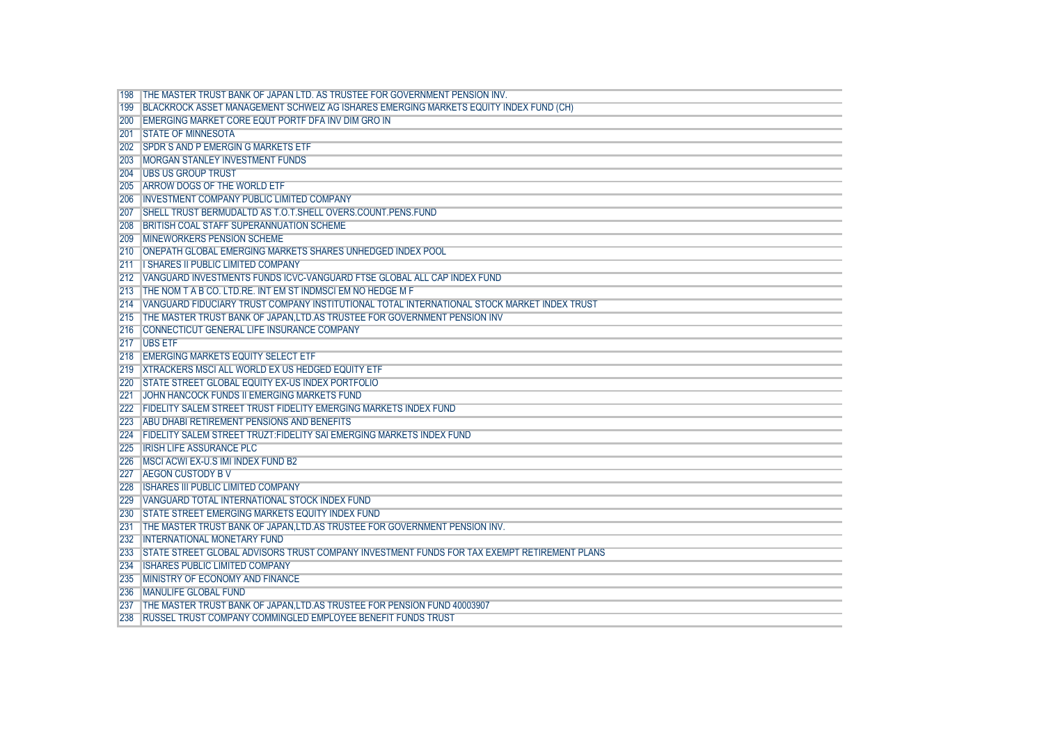| | |
|---|---|
| 198 | THE MASTER TRUST BANK OF JAPAN LTD. AS TRUSTEE FOR GOVERNMENT PENSION INV. |
| 199 | BLACKROCK ASSET MANAGEMENT SCHWEIZ AG ISHARES EMERGING MARKETS EQUITY INDEX FUND (CH) |
| 200 | EMERGING MARKET CORE EQUT PORTF DFA INV DIM GRO IN |
| 201 | STATE OF MINNESOTA |
| 202 | SPDR S AND P EMERGIN G MARKETS ETF |
| 203 | MORGAN STANLEY INVESTMENT FUNDS |
| 204 | UBS US GROUP TRUST |
| 205 | ARROW DOGS OF THE WORLD ETF |
| 206 | INVESTMENT COMPANY PUBLIC LIMITED COMPANY |
| 207 | SHELL TRUST BERMUDALTD AS T.O.T.SHELL OVERS.COUNT.PENS.FUND |
| 208 | BRITISH COAL STAFF SUPERANNUATION SCHEME |
| 209 | MINEWORKERS PENSION SCHEME |
| 210 | ONEPATH GLOBAL EMERGING MARKETS SHARES UNHEDGED INDEX POOL |
| 211 | I SHARES II PUBLIC LIMITED COMPANY |
| 212 | VANGUARD INVESTMENTS FUNDS ICVC-VANGUARD FTSE GLOBAL ALL CAP INDEX FUND |
| 213 | THE NOM T A B CO. LTD.RE. INT EM ST INDMSCI EM NO HEDGE M F |
| 214 | VANGUARD FIDUCIARY TRUST COMPANY INSTITUTIONAL TOTAL INTERNATIONAL STOCK MARKET INDEX TRUST |
| 215 | THE MASTER TRUST BANK OF JAPAN,LTD.AS TRUSTEE FOR GOVERNMENT PENSION INV |
| 216 | CONNECTICUT GENERAL LIFE INSURANCE COMPANY |
| 217 | UBS ETF |
| 218 | EMERGING MARKETS EQUITY SELECT ETF |
| 219 | XTRACKERS MSCI ALL WORLD EX US HEDGED EQUITY ETF |
| 220 | STATE STREET GLOBAL EQUITY EX-US INDEX PORTFOLIO |
| 221 | JOHN HANCOCK FUNDS II EMERGING MARKETS FUND |
| 222 | FIDELITY SALEM STREET TRUST FIDELITY EMERGING MARKETS INDEX FUND |
| 223 | ABU DHABI RETIREMENT PENSIONS AND BENEFITS |
| 224 | FIDELITY SALEM STREET TRUZT:FIDELITY SAI EMERGING MARKETS INDEX FUND |
| 225 | IRISH LIFE ASSURANCE PLC |
| 226 | MSCI ACWI EX-U.S IMI INDEX FUND B2 |
| 227 | AEGON CUSTODY B V |
| 228 | ISHARES III PUBLIC LIMITED COMPANY |
| 229 | VANGUARD TOTAL INTERNATIONAL STOCK INDEX FUND |
| 230 | STATE STREET EMERGING MARKETS EQUITY INDEX FUND |
| 231 | THE MASTER TRUST BANK OF JAPAN,LTD.AS TRUSTEE FOR GOVERNMENT PENSION INV. |
| 232 | INTERNATIONAL MONETARY FUND |
| 233 | STATE STREET GLOBAL ADVISORS TRUST COMPANY INVESTMENT FUNDS FOR TAX EXEMPT RETIREMENT PLANS |
| 234 | ISHARES PUBLIC LIMITED COMPANY |
| 235 | MINISTRY OF ECONOMY AND FINANCE |
| 236 | MANULIFE GLOBAL FUND |
| 237 | THE MASTER TRUST BANK OF JAPAN,LTD.AS TRUSTEE FOR PENSION FUND 40003907 |
| 238 | RUSSEL TRUST COMPANY COMMINGLED EMPLOYEE BENEFIT FUNDS TRUST |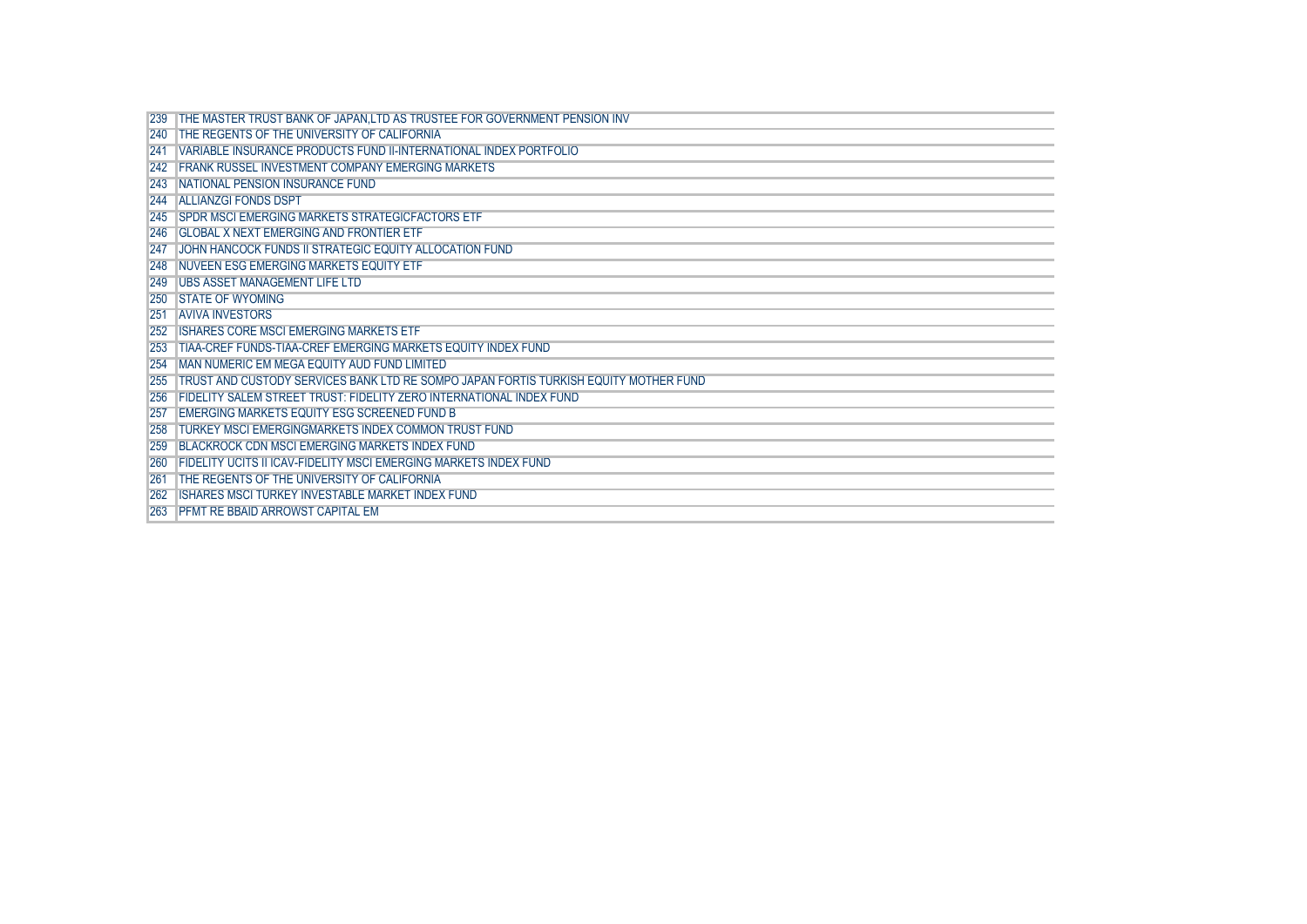| | |
|---|---|
| 239 | THE MASTER TRUST BANK OF JAPAN,LTD AS TRUSTEE FOR GOVERNMENT PENSION INV |
| 240 | THE REGENTS OF THE UNIVERSITY OF CALIFORNIA |
| 241 | VARIABLE INSURANCE PRODUCTS FUND II-INTERNATIONAL INDEX PORTFOLIO |
| 242 | FRANK RUSSEL INVESTMENT COMPANY EMERGING MARKETS |
| 243 | NATIONAL PENSION INSURANCE FUND |
| 244 | ALLIANZGI FONDS DSPT |
| 245 | SPDR MSCI EMERGING MARKETS STRATEGICFACTORS ETF |
| 246 | GLOBAL X NEXT EMERGING AND FRONTIER ETF |
| 247 | JOHN HANCOCK FUNDS II STRATEGIC EQUITY ALLOCATION FUND |
| 248 | NUVEEN ESG EMERGING MARKETS EQUITY ETF |
| 249 | UBS ASSET MANAGEMENT LIFE LTD |
| 250 | STATE OF WYOMING |
| 251 | AVIVA INVESTORS |
| 252 | ISHARES CORE MSCI EMERGING MARKETS ETF |
| 253 | TIAA-CREF FUNDS-TIAA-CREF EMERGING MARKETS EQUITY INDEX FUND |
| 254 | MAN NUMERIC EM MEGA EQUITY AUD FUND LIMITED |
| 255 | TRUST AND CUSTODY SERVICES BANK LTD RE SOMPO JAPAN FORTIS TURKISH EQUITY MOTHER FUND |
| 256 | FIDELITY SALEM STREET TRUST: FIDELITY ZERO INTERNATIONAL INDEX FUND |
| 257 | EMERGING MARKETS EQUITY ESG SCREENED FUND B |
| 258 | TURKEY MSCI EMERGINGMARKETS INDEX COMMON TRUST FUND |
| 259 | BLACKROCK CDN MSCI EMERGING MARKETS INDEX FUND |
| 260 | FIDELITY UCITS II ICAV-FIDELITY MSCI EMERGING MARKETS INDEX FUND |
| 261 | THE REGENTS OF THE UNIVERSITY OF CALIFORNIA |
| 262 | ISHARES MSCI TURKEY INVESTABLE MARKET INDEX FUND |
| 263 | PFMT RE BBAID ARROWST CAPITAL EM |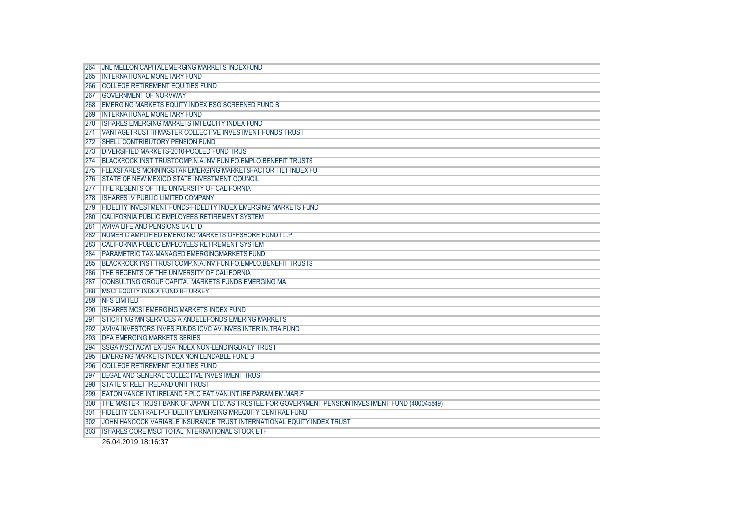| | |
|---|---|
| 264 | JNL MELLON CAPITALEMERGING MARKETS INDEXFUND |
| 265 | INTERNATIONAL MONETARY FUND |
| 266 | COLLEGE RETIREMENT EQUITIES FUND |
| 267 | GOVERNMENT OF NORVWAY |
| 268 | EMERGING MARKETS EQUITY INDEX ESG SCREENED FUND B |
| 269 | INTERNATIONAL MONETARY FUND |
| 270 | ISHARES EMERGING MARKETS IMI EQUITY INDEX FUND |
| 271 | VANTAGETRUST III MASTER COLLECTIVE INVESTMENT FUNDS TRUST |
| 272 | SHELL CONTRIBUTORY PENSION FUND |
| 273 | DIVERSIFIED MARKETS-2010-POOLED FUND TRUST |
| 274 | BLACKROCK INST.TRUSTCOMP.N.A.INV.FUN.FO.EMPLO.BENEFIT TRUSTS |
| 275 | FLEXSHARES MORNINGSTAR EMERGING MARKETSFACTOR TILT INDEX FU |
| 276 | STATE OF NEW MEXICO STATE INVESTMENT COUNCIL |
| 277 | THE REGENTS OF THE UNIVERSITY OF CALIFORNIA |
| 278 | ISHARES IV PUBLIC LIMITED COMPANY |
| 279 | FIDELITY INVESTMENT FUNDS-FIDELITY INDEX EMERGING MARKETS FUND |
| 280 | CALIFORNIA PUBLIC EMPLOYEES RETIREMENT SYSTEM |
| 281 | AVIVA LIFE AND PENSIONS UK LTD |
| 282 | NUMERIC AMPLIFIED EMERGING MARKETS OFFSHORE FUND I L.P. |
| 283 | CALIFORNIA PUBLIC EMPLOYEES RETIREMENT SYSTEM |
| 284 | PARAMETRIC TAX-MANAGED EMERGINGMARKETS FUND |
| 285 | BLACKROCK INST.TRUSTCOMP.N.A.INV.FUN.FO.EMPLO.BENEFIT TRUSTS |
| 286 | THE REGENTS OF THE UNIVERSITY OF CALIFORNIA |
| 287 | CONSULTING GROUP CAPITAL MARKETS FUNDS EMERGING MA |
| 288 | MSCI EQUITY INDEX FUND B-TURKEY |
| 289 | NFS LIMITED |
| 290 | ISHARES MCSI EMERGING MARKETS INDEX FUND |
| 291 | STICHTING MN SERVICES A ANDELEFONDS EMERING MARKETS |
| 292 | AVIVA INVESTORS INVES.FUNDS ICVC AV.INVES.INTER.IN.TRA.FUND |
| 293 | DFA EMERGING MARKETS SERIES |
| 294 | SSGA MSCI ACWI EX-USA INDEX NON-LENDINGDAILY TRUST |
| 295 | EMERGING MARKETS INDEX NON LENDABLE FUND B |
| 296 | COLLEGE RETIREMENT EQUITIES FUND |
| 297 | LEGAL AND GENERAL COLLECTIVE INVESTMENT TRUST |
| 298 | STATE STREET IRELAND UNIT TRUST |
| 299 | EATON VANCE INT.IRELAND F.PLC EAT.VAN.INT.IRE.PARAM.EM.MAR.F |
| 300 | THE MASTER TRUST BANK OF JAPAN, LTD. AS TRUSTEE FOR GOVERNMENT PENSION INVESTMENT FUND (400045849) |
| 301 | FIDELITY CENTRAL IPLFIDELITY EMERGING MREQUITY CENTRAL FUND |
| 302 | JOHN HANCOCK VARIABLE INSURANCE TRUST INTERNATIONAL EQUITY INDEX TRUST |
| 303 | ISHARES CORE MSCI TOTAL INTERNATIONAL STOCK ETF |

26.04.2019 18:16:37